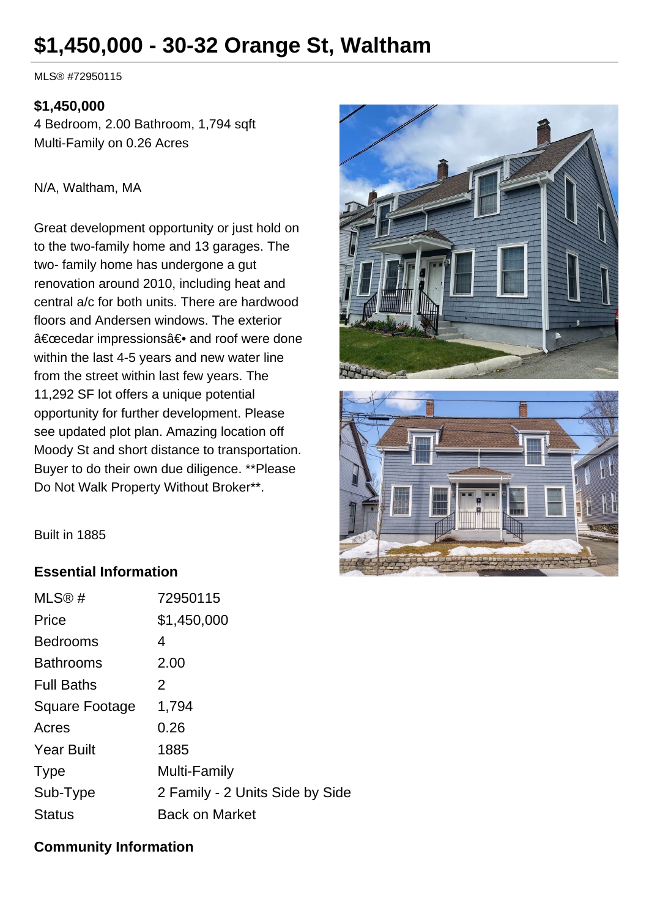# $1,450,000 - 30-32 Orange St, Waltham

MLS® #72950115

**$1,450,000**
4 Bedroom, 2.00 Bathroom, 1,794 sqft
Multi-Family on 0.26 Acres

N/A, Waltham, MA

Great development opportunity or just hold on to the two-family home and 13 garages. The two- family home has undergone a gut renovation around 2010, including heat and central a/c for both units. There are hardwood floors and Andersen windows. The exterior â€œcedar impressionsâ€• and roof were done within the last 4-5 years and new water line from the street within last few years. The 11,292 SF lot offers a unique potential opportunity for further development. Please see updated plot plan. Amazing location off Moody St and short distance to transportation. Buyer to do their own due diligence. **Please Do Not Walk Property Without Broker**.

Built in 1885

### Essential Information

| | |
|---|---|
| MLS® # | 72950115 |
| Price | $1,450,000 |
| Bedrooms | 4 |
| Bathrooms | 2.00 |
| Full Baths | 2 |
| Square Footage | 1,794 |
| Acres | 0.26 |
| Year Built | 1885 |
| Type | Multi-Family |
| Sub-Type | 2 Family - 2 Units Side by Side |
| Status | Back on Market |

### Community Information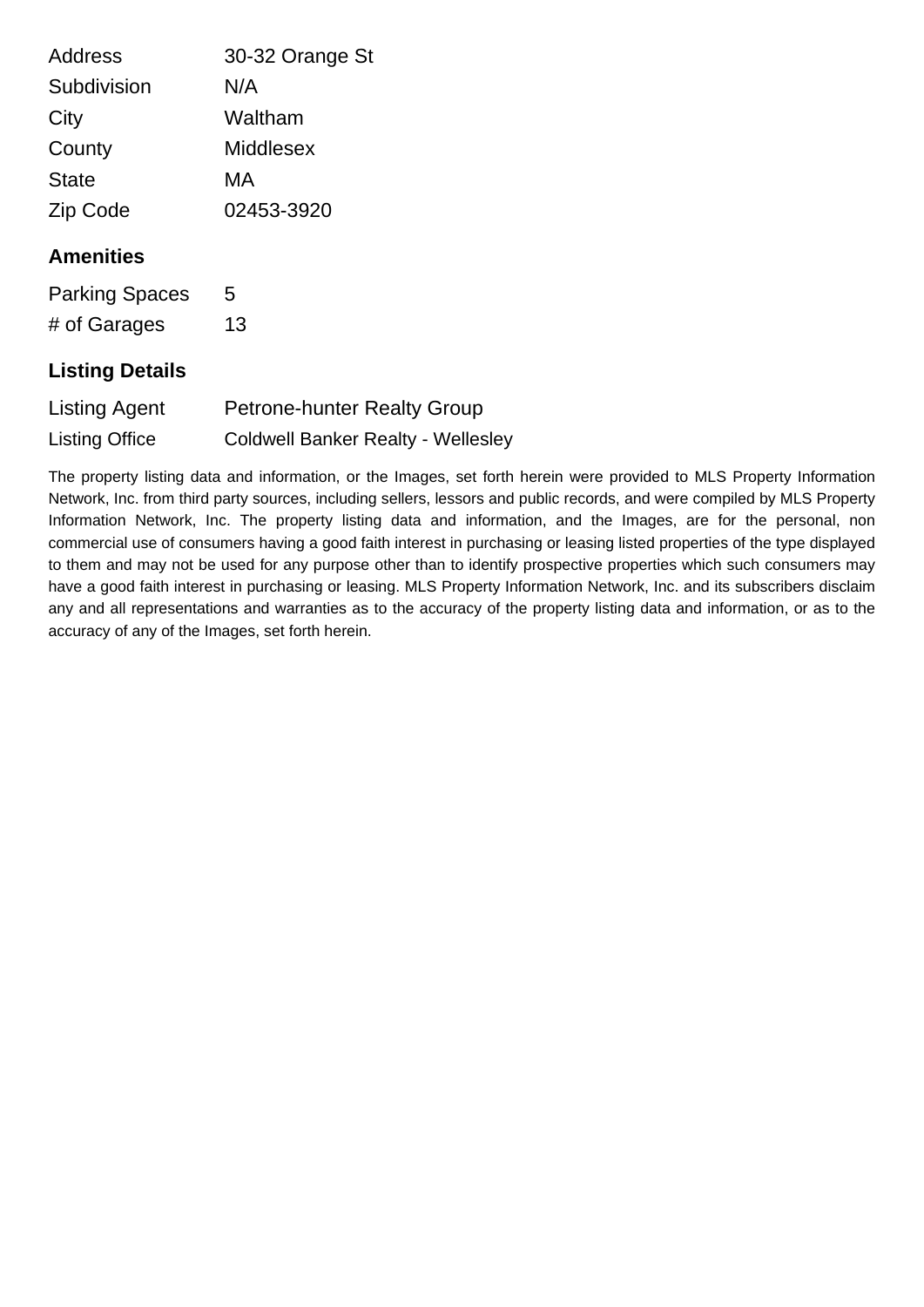| | |
|---|---|
| Address | 30-32 Orange St |
| Subdivision | N/A |
| City | Waltham |
| County | Middlesex |
| State | MA |
| Zip Code | 02453-3920 |

### Amenities

| | |
|---|---|
| Parking Spaces | 5 |
| # of Garages | 13 |

### Listing Details

| | |
|---|---|
| Listing Agent | Petrone-hunter Realty Group |
| Listing Office | Coldwell Banker Realty - Wellesley |

The property listing data and information, or the Images, set forth herein were provided to MLS Property Information Network, Inc. from third party sources, including sellers, lessors and public records, and were compiled by MLS Property Information Network, Inc. The property listing data and information, and the Images, are for the personal, non commercial use of consumers having a good faith interest in purchasing or leasing listed properties of the type displayed to them and may not be used for any purpose other than to identify prospective properties which such consumers may have a good faith interest in purchasing or leasing. MLS Property Information Network, Inc. and its subscribers disclaim any and all representations and warranties as to the accuracy of the property listing data and information, or as to the accuracy of any of the Images, set forth herein.